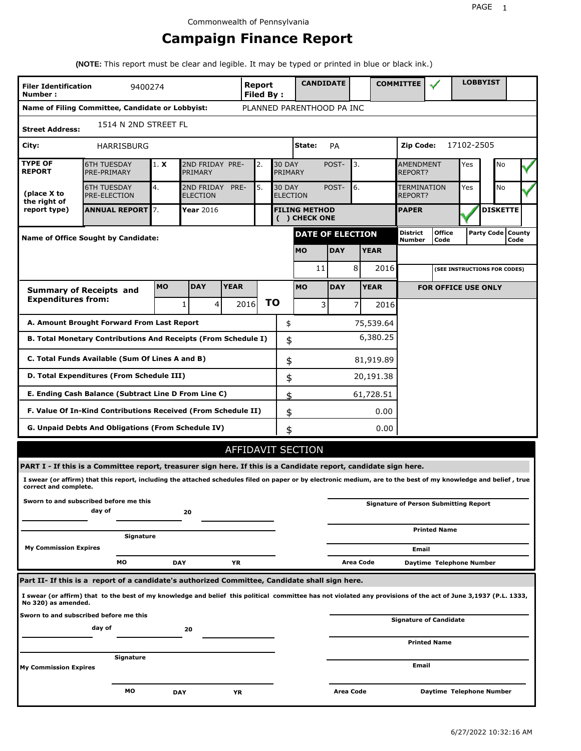Commonwealth of Pennsylvania

# Campaign Finance Report

**(NOTE:** This report must be clear and legible. It may be typed or printed in blue or black ink.)

| **Filer Identification Number :** | 9400274 | **Report Filed By :** | **CANDIDATE** | | **COMMITTEE** | ✓ | **LOBBYIST** | |
|---|---|---|---|---|---|---|---|---|

**Name of Filing Committee, Candidate or Lobbyist:** PLANNED PARENTHOOD PA INC

**Street Address:** 1514 N 2ND STREET FL

**City:** HARRISBURG **State:** PA **Zip Code:** 17102-2505

| **TYPE OF REPORT** (place X to the right of report type) | | | | | | | | |
|---|---|---|---|---|---|---|---|---|
| 6TH TUESDAY PRE-PRIMARY | 1. **X** | 2ND FRIDAY PRE-PRIMARY | 2. | 30 DAY POST-PRIMARY | 3. | AMENDMENT REPORT? | Yes | No ✓ |
| 6TH TUESDAY PRE-ELECTION | 4. | 2ND FRIDAY PRE-ELECTION | 5. | 30 DAY POST-ELECTION | 6. | TERMINATION REPORT? | Yes | No ✓ |
| **ANNUAL REPORT** | 7. | **Year** 2016 | | **FILING METHOD ( ) CHECK ONE** | | **PAPER** ✓ | **DISKETTE** | |

**Name of Office Sought by Candidate:**

| **DATE OF ELECTION** | | | **District Number** | **Office Code** | **Party Code** | **County Code** |
|---|---|---|---|---|---|---|
| **MO** | **DAY** | **YEAR** | | | | |
| 11 | 8 | 2016 | | **(SEE INSTRUCTIONS FOR CODES)** | | |

| **Summary of Receipts and Expenditures from:** | **MO** | **DAY** | **YEAR** | | **MO** | **DAY** | **YEAR** |
|---|---|---|---|---|---|---|---|
| | 1 | 4 | 2016 | **TO** | 3 | 7 | 2016 |

**FOR OFFICE USE ONLY**

| | | |
|---|---|---|
| **A. Amount Brought Forward From Last Report** | $ | 75,539.64 |
| **B. Total Monetary Contributions And Receipts (From Schedule I)** | $ | 6,380.25 |
| **C. Total Funds Available (Sum Of Lines A and B)** | $ | 81,919.89 |
| **D. Total Expenditures (From Schedule III)** | $ | 20,191.38 |
| **E. Ending Cash Balance (Subtract Line D From Line C)** | $ | 61,728.51 |
| **F. Value Of In-Kind Contributions Received (From Schedule II)** | $ | 0.00 |
| **G. Unpaid Debts And Obligations (From Schedule IV)** | $ | 0.00 |

## AFFIDAVIT SECTION

**PART I - If this is a Committee report, treasurer sign here. If this is a Candidate report, candidate sign here.**

**I swear (or affirm) that this report, including the attached schedules filed on paper or by electronic medium, are to the best of my knowledge and belief , true correct and complete.**

**Sworn to and subscribed before me this** ______ **day of** ______ **20** ______

**Signature of Person Submitting Report**

**Printed Name**

**Signature**

**My Commission Expires**

**Email**

**MO** **DAY** **YR**

**Area Code** **Daytime Telephone Number**

**Part II- If this is a report of a candidate's authorized Committee, Candidate shall sign here.**

**I swear (or affirm) that to the best of my knowledge and belief this political committee has not violated any provisions of the act of June 3,1937 (P.L. 1333, No 320) as amended.**

**Sworn to and subscribed before me this** ______ **day of** ______ **20** ______

**Signature of Candidate**

**Printed Name**

**Signature**

**My Commission Expires**

**Email**

**MO** **DAY** **YR**

**Area Code** **Daytime Telephone Number**

6/27/2022 10:32:16 AM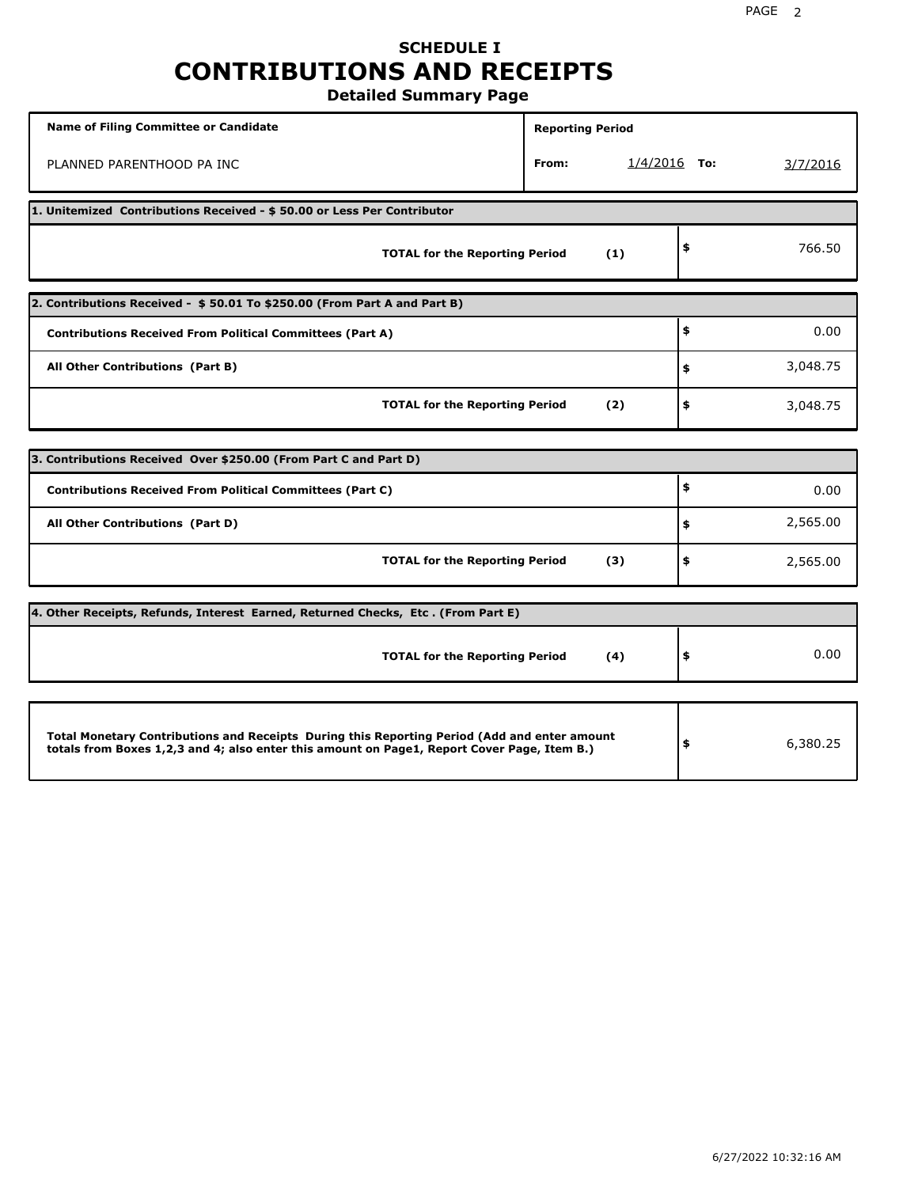# SCHEDULE I
# CONTRIBUTIONS AND RECEIPTS
## Detailed Summary Page

| Name of Filing Committee or Candidate | Reporting Period |
|---|---|
| PLANNED PARENTHOOD PA INC | From: 1/4/2016 To: 3/7/2016 |

| 1. Unitemized Contributions Received - $ 50.00 or Less Per Contributor | | |
|---|---|---|
| **TOTAL for the Reporting Period** | **(1)** | $ 766.50 |

| 2. Contributions Received - $ 50.01 To $250.00 (From Part A and Part B) | | |
|---|---|---|
| **Contributions Received From Political Committees (Part A)** | | $ 0.00 |
| **All Other Contributions (Part B)** | | $ 3,048.75 |
| **TOTAL for the Reporting Period** | **(2)** | $ 3,048.75 |

| 3. Contributions Received Over $250.00 (From Part C and Part D) | | |
|---|---|---|
| **Contributions Received From Political Committees (Part C)** | | $ 0.00 |
| **All Other Contributions (Part D)** | | $ 2,565.00 |
| **TOTAL for the Reporting Period** | **(3)** | $ 2,565.00 |

| 4. Other Receipts, Refunds, Interest Earned, Returned Checks, Etc . (From Part E) | | |
|---|---|---|
| **TOTAL for the Reporting Period** | **(4)** | $ 0.00 |

| | |
|---|---|
| **Total Monetary Contributions and Receipts During this Reporting Period (Add and enter amount totals from Boxes 1,2,3 and 4; also enter this amount on Page1, Report Cover Page, Item B.)** | $ 6,380.25 |

6/27/2022 10:32:16 AM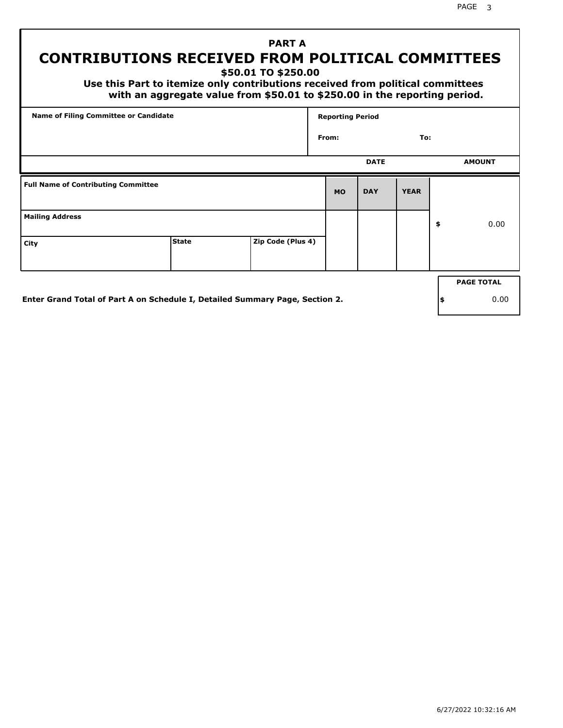# PART A

# CONTRIBUTIONS RECEIVED FROM POLITICAL COMMITTEES

### $50.01 TO $250.00

**Use this Part to itemize only contributions received from political committees with an aggregate value from $50.01 to $250.00 in the reporting period.**

| Name of Filing Committee or Candidate | Reporting Period |
|---|---|
| | From: To: |

| Full Name of Contributing Committee | | | DATE MO | DAY | YEAR | AMOUNT |
|---|---|---|---|---|---|---|
| Mailing Address | | | | | | $ 0.00 |
| City | State | Zip Code (Plus 4) | | | | |

**Enter Grand Total of Part A on Schedule I, Detailed Summary Page, Section 2.**

| PAGE TOTAL |
|---|
| $ 0.00 |

6/27/2022 10:32:16 AM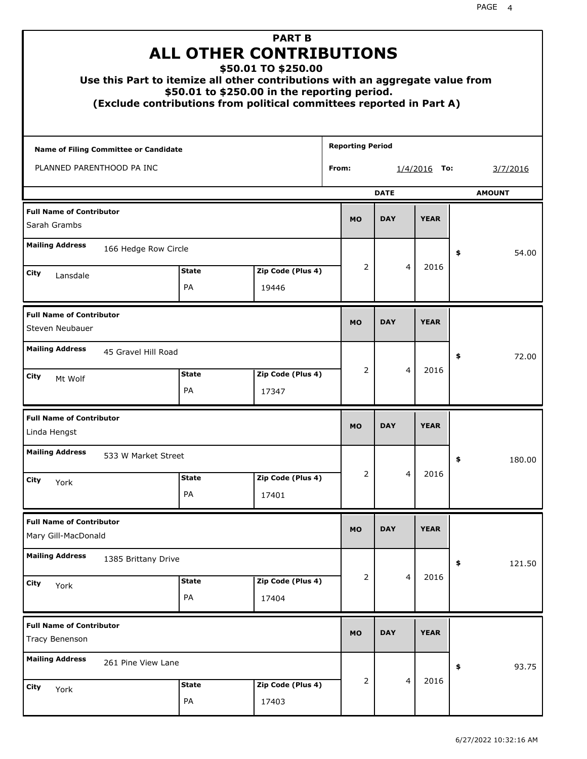# PART B
## ALL OTHER CONTRIBUTIONS
### $50.01 TO $250.00

**Use this Part to itemize all other contributions with an aggregate value from $50.01 to $250.00 in the reporting period.**
**(Exclude contributions from political committees reported in Part A)**

**Name of Filing Committee or Candidate:** PLANNED PARENTHOOD PA INC

**Reporting Period** From: 1/4/2016 To: 3/7/2016

| Full Name of Contributor | Mailing Address | City | State | Zip Code (Plus 4) | MO | DAY | YEAR | AMOUNT |
|---|---|---|---|---|---|---|---|---|
| Sarah Grambs | 166 Hedge Row Circle | Lansdale | PA | 19446 | 2 | 4 | 2016 | $ 54.00 |
| Steven Neubauer | 45 Gravel Hill Road | Mt Wolf | PA | 17347 | 2 | 4 | 2016 | $ 72.00 |
| Linda Hengst | 533 W Market Street | York | PA | 17401 | 2 | 4 | 2016 | $ 180.00 |
| Mary Gill-MacDonald | 1385 Brittany Drive | York | PA | 17404 | 2 | 4 | 2016 | $ 121.50 |
| Tracy Benenson | 261 Pine View Lane | York | PA | 17403 | 2 | 4 | 2016 | $ 93.75 |

6/27/2022 10:32:16 AM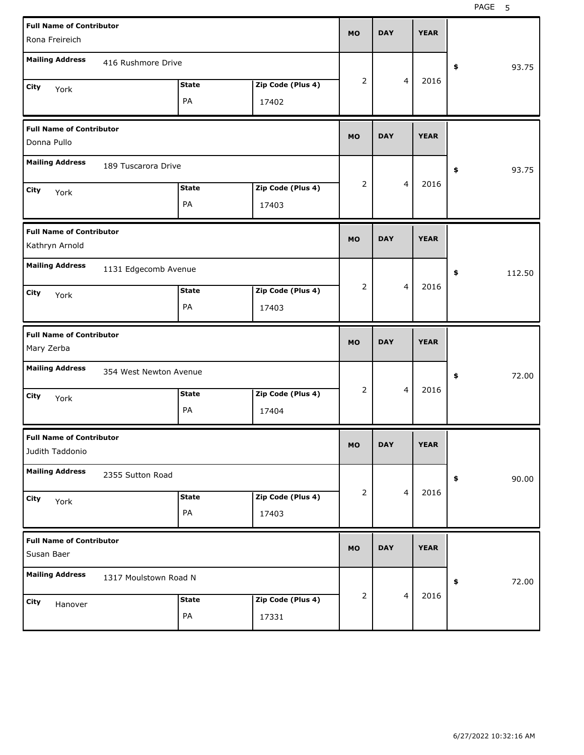| Full Name of Contributor | Mailing Address | City | State | Zip Code (Plus 4) | MO | DAY | YEAR | $ |
|---|---|---|---|---|---|---|---|---|
| Rona Freireich | 416 Rushmore Drive | York | PA | 17402 | 2 | 4 | 2016 | 93.75 |
| Donna Pullo | 189 Tuscarora Drive | York | PA | 17403 | 2 | 4 | 2016 | 93.75 |
| Kathryn Arnold | 1131 Edgecomb Avenue | York | PA | 17403 | 2 | 4 | 2016 | 112.50 |
| Mary Zerba | 354 West Newton Avenue | York | PA | 17404 | 2 | 4 | 2016 | 72.00 |
| Judith Taddonio | 2355 Sutton Road | York | PA | 17403 | 2 | 4 | 2016 | 90.00 |
| Susan Baer | 1317 Moulstown Road N | Hanover | PA | 17331 | 2 | 4 | 2016 | 72.00 |

6/27/2022 10:32:16 AM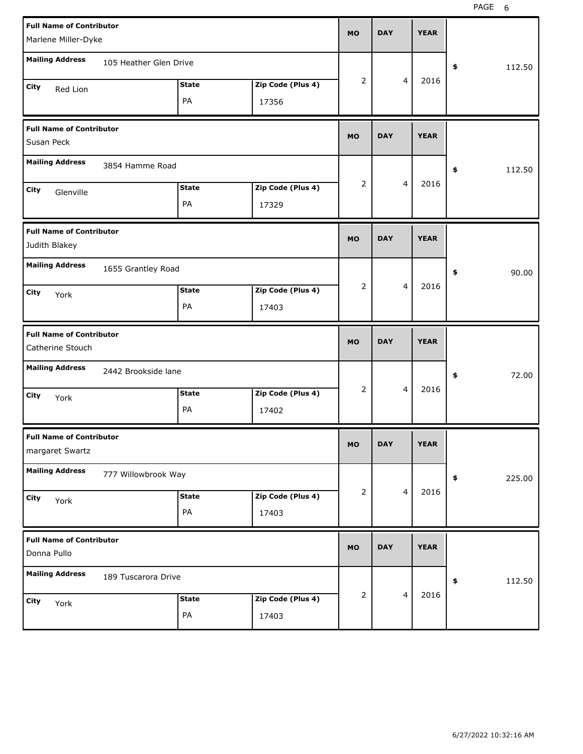| Full Name of Contributor | Mailing Address | City | State | Zip Code (Plus 4) | MO | DAY | YEAR | $ |
|---|---|---|---|---|---|---|---|---|
| Marlene Miller-Dyke | 105 Heather Glen Drive | Red Lion | PA | 17356 | 2 | 4 | 2016 | 112.50 |
| Susan Peck | 3854 Hamme Road | Glenville | PA | 17329 | 2 | 4 | 2016 | 112.50 |
| Judith Blakey | 1655 Grantley Road | York | PA | 17403 | 2 | 4 | 2016 | 90.00 |
| Catherine Stouch | 2442 Brookside lane | York | PA | 17402 | 2 | 4 | 2016 | 72.00 |
| margaret Swartz | 777 Willowbrook Way | York | PA | 17403 | 2 | 4 | 2016 | 225.00 |
| Donna Pullo | 189 Tuscarora Drive | York | PA | 17403 | 2 | 4 | 2016 | 112.50 |

6/27/2022 10:32:16 AM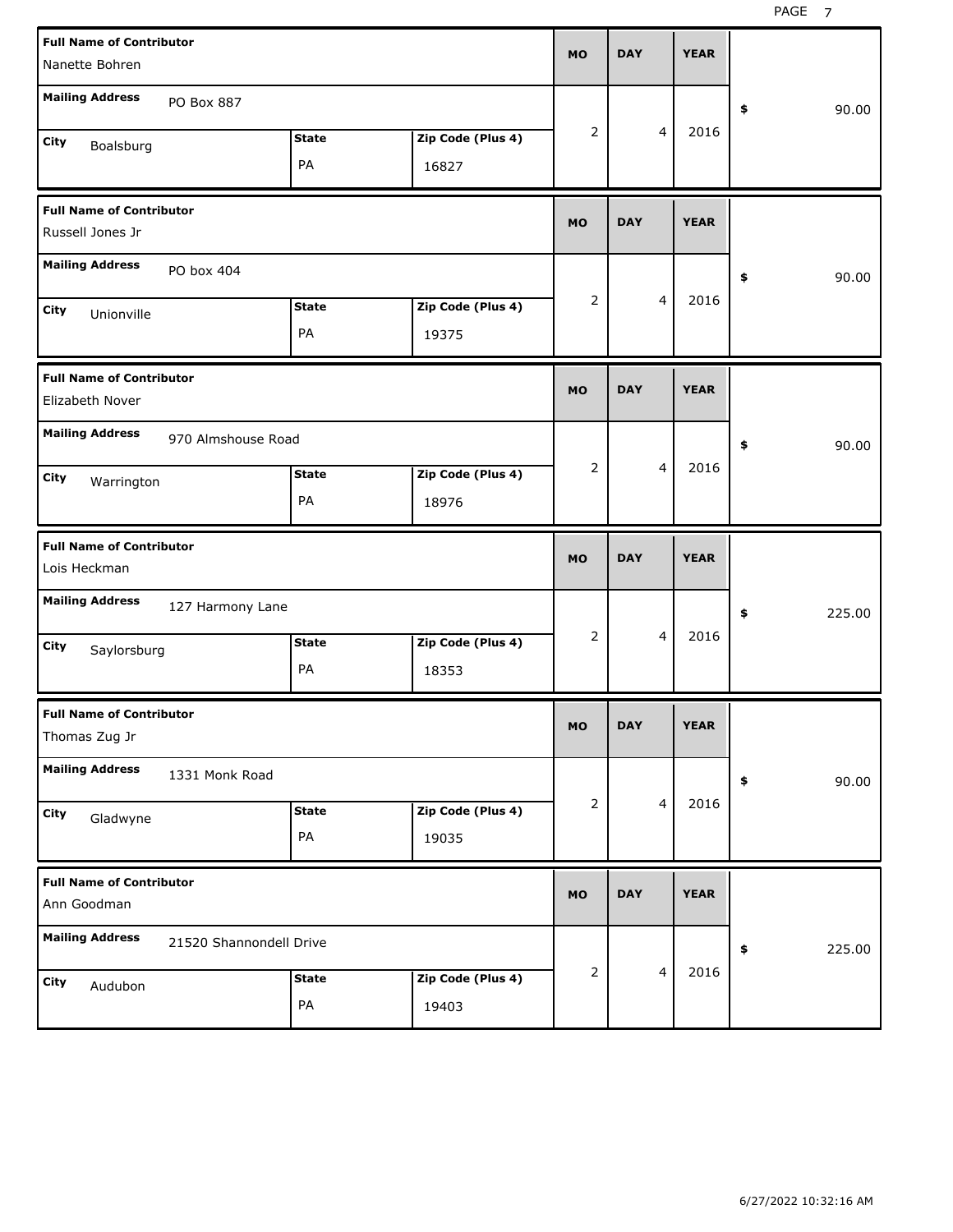| Full Name of Contributor | Mailing Address | City | State | Zip Code (Plus 4) | MO | DAY | YEAR | $ |
|---|---|---|---|---|---|---|---|---|
| Nanette Bohren | PO Box 887 | Boalsburg | PA | 16827 | 2 | 4 | 2016 | 90.00 |
| Russell Jones Jr | PO box 404 | Unionville | PA | 19375 | 2 | 4 | 2016 | 90.00 |
| Elizabeth Nover | 970 Almshouse Road | Warrington | PA | 18976 | 2 | 4 | 2016 | 90.00 |
| Lois Heckman | 127 Harmony Lane | Saylorsburg | PA | 18353 | 2 | 4 | 2016 | 225.00 |
| Thomas Zug Jr | 1331 Monk Road | Gladwyne | PA | 19035 | 2 | 4 | 2016 | 90.00 |
| Ann Goodman | 21520 Shannondell Drive | Audubon | PA | 19403 | 2 | 4 | 2016 | 225.00 |

6/27/2022 10:32:16 AM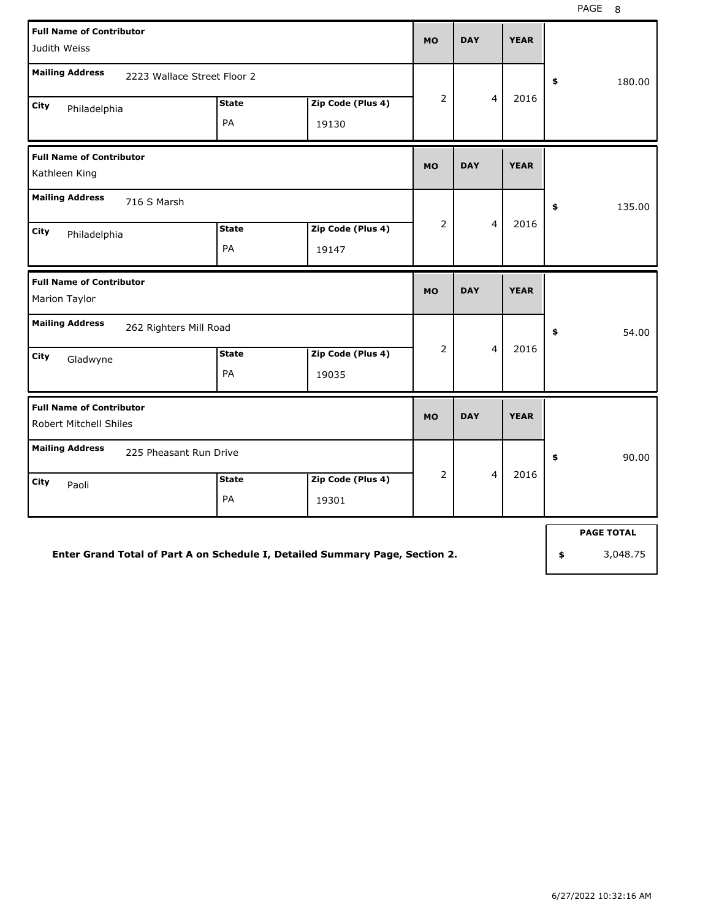| Full Name of Contributor | Mailing Address | City | State | Zip Code (Plus 4) | MO | DAY | YEAR | $ |
|---|---|---|---|---|---|---|---|---|
| Judith Weiss | 2223 Wallace Street Floor 2 | Philadelphia | PA | 19130 | 2 | 4 | 2016 | 180.00 |
| Kathleen King | 716 S Marsh | Philadelphia | PA | 19147 | 2 | 4 | 2016 | 135.00 |
| Marion Taylor | 262 Righters Mill Road | Gladwyne | PA | 19035 | 2 | 4 | 2016 | 54.00 |
| Robert Mitchell Shiles | 225 Pheasant Run Drive | Paoli | PA | 19301 | 2 | 4 | 2016 | 90.00 |

**Enter Grand Total of Part A on Schedule I, Detailed Summary Page, Section 2.**

| PAGE TOTAL |
|---|
| $ 3,048.75 |

6/27/2022 10:32:16 AM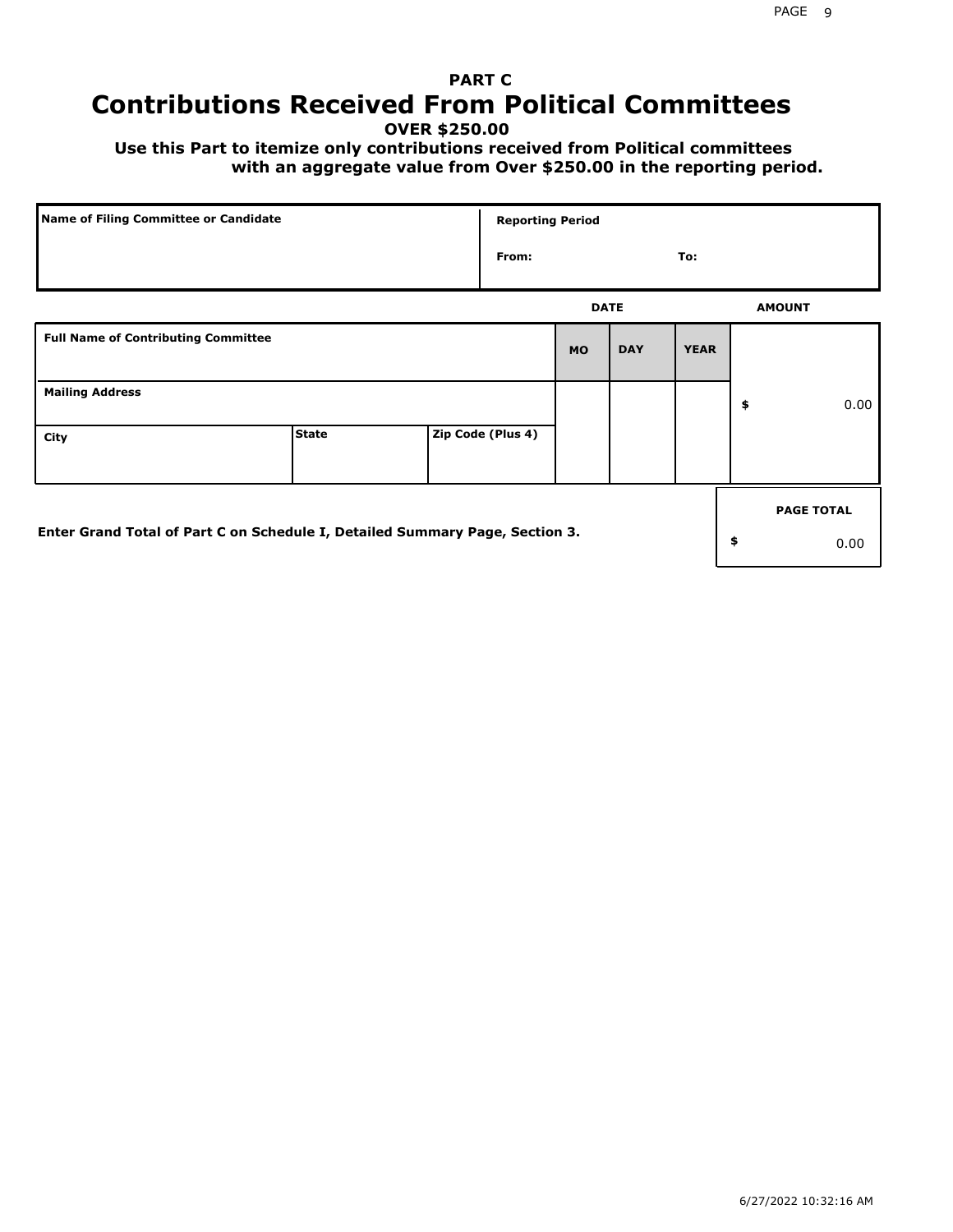# PART C
## Contributions Received From Political Committees

**OVER $250.00**

**Use this Part to itemize only contributions received from Political committees with an aggregate value from Over $250.00 in the reporting period.**

| Name of Filing Committee or Candidate | Reporting Period |
|---|---|
| | From: To: |

| Full Name of Contributing Committee | | | DATE MO | DATE DAY | DATE YEAR | AMOUNT |
|---|---|---|---|---|---|---|
| Mailing Address | | | | | | $ 0.00 |
| City | State | Zip Code (Plus 4) | | | | |

**Enter Grand Total of Part C on Schedule I, Detailed Summary Page, Section 3.**

| PAGE TOTAL |
|---|
| $ 0.00 |

6/27/2022 10:32:16 AM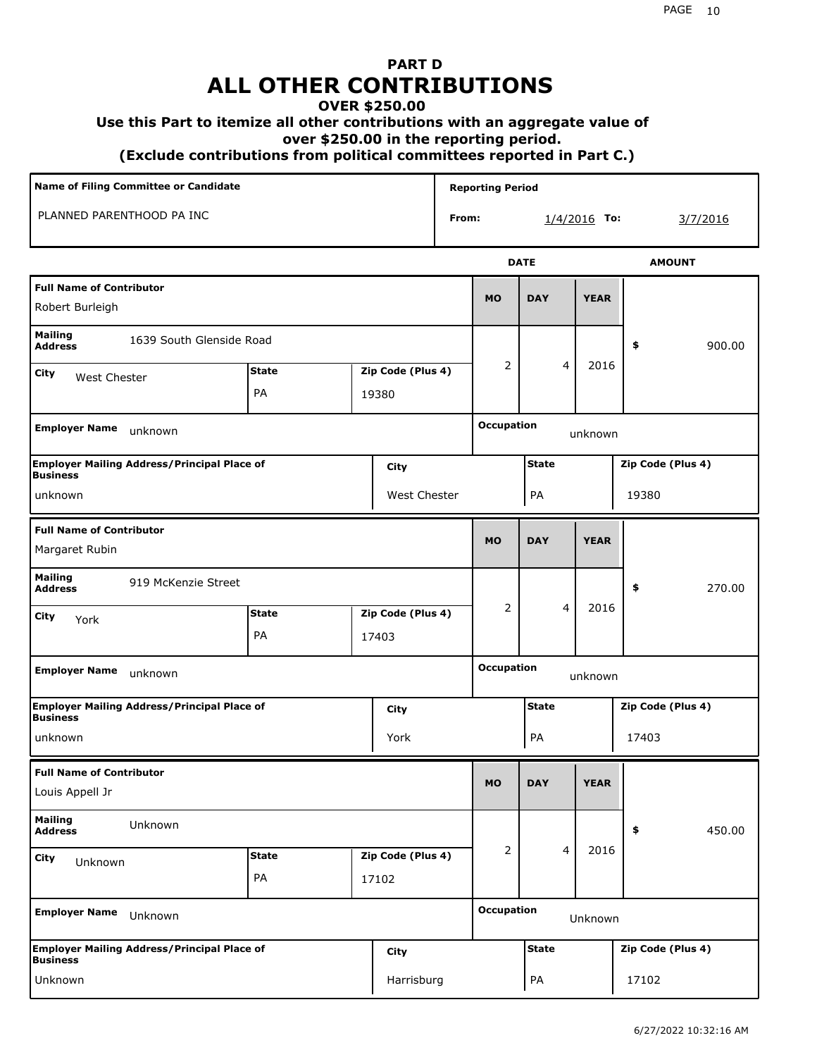# PART D
# ALL OTHER CONTRIBUTIONS
## OVER $250.00
### Use this Part to itemize all other contributions with an aggregate value of over $250.00 in the reporting period.
### (Exclude contributions from political committees reported in Part C.)

| Name of Filing Committee or Candidate | Reporting Period |
|---|---|
| PLANNED PARENTHOOD PA INC | From: 1/4/2016 To: 3/7/2016 |

| Full Name of Contributor | Mailing Address | City | State | Zip Code (Plus 4) | MO | DAY | YEAR | AMOUNT | Employer Name | Occupation | Employer Mailing Address/Principal Place of Business | City | State | Zip Code (Plus 4) |
|---|---|---|---|---|---|---|---|---|---|---|---|---|---|---|
| Robert Burleigh | 1639 South Glenside Road | West Chester | PA | 19380 | 2 | 4 | 2016 | $ 900.00 | unknown | unknown | unknown | West Chester | PA | 19380 |
| Margaret Rubin | 919 McKenzie Street | York | PA | 17403 | 2 | 4 | 2016 | $ 270.00 | unknown | unknown | unknown | York | PA | 17403 |
| Louis Appell Jr | Unknown | Unknown | PA | 17102 | 2 | 4 | 2016 | $ 450.00 | Unknown | Unknown | Unknown | Harrisburg | PA | 17102 |

6/27/2022 10:32:16 AM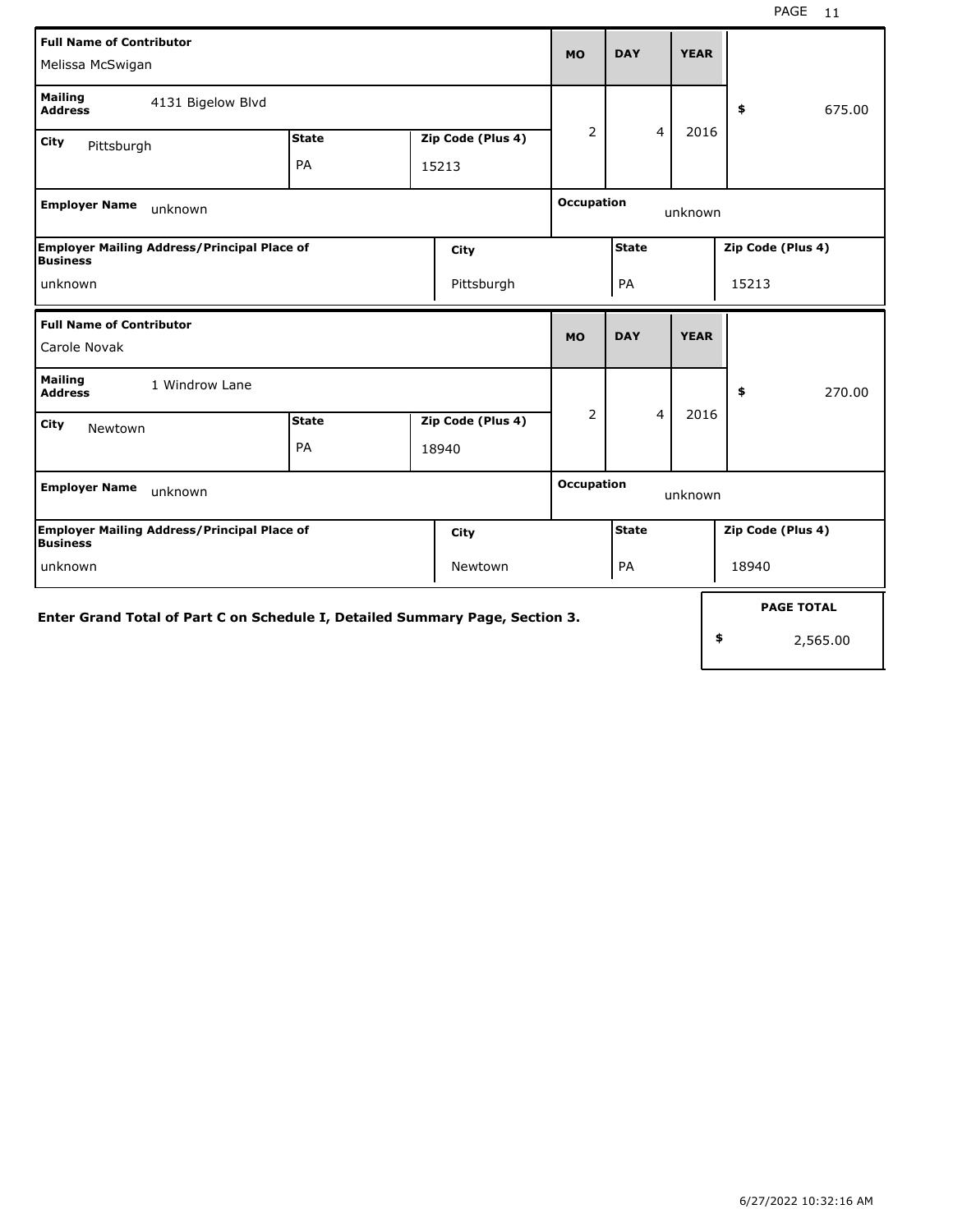| Full Name of Contributor | | | MO | DAY | YEAR | |
|---|---|---|---|---|---|---|
| Melissa McSwigan | | | | | | |
| Mailing Address | 4131 Bigelow Blvd | | 2 | 4 | 2016 | $ 675.00 |
| City: Pittsburgh | State: PA | Zip Code (Plus 4): 15213 | | | | |
| Employer Name: unknown | | | Occupation: unknown | | | |
| Employer Mailing Address/Principal Place of Business: unknown | City: Pittsburgh | | State: PA | | Zip Code (Plus 4): 15213 | |

| Full Name of Contributor | | | MO | DAY | YEAR | |
|---|---|---|---|---|---|---|
| Carole Novak | | | | | | |
| Mailing Address | 1 Windrow Lane | | 2 | 4 | 2016 | $ 270.00 |
| City: Newtown | State: PA | Zip Code (Plus 4): 18940 | | | | |
| Employer Name: unknown | | | Occupation: unknown | | | |
| Employer Mailing Address/Principal Place of Business: unknown | City: Newtown | | State: PA | | Zip Code (Plus 4): 18940 | |

**Enter Grand Total of Part C on Schedule I, Detailed Summary Page, Section 3.**

| PAGE TOTAL |
|---|
| $ 2,565.00 |

6/27/2022 10:32:16 AM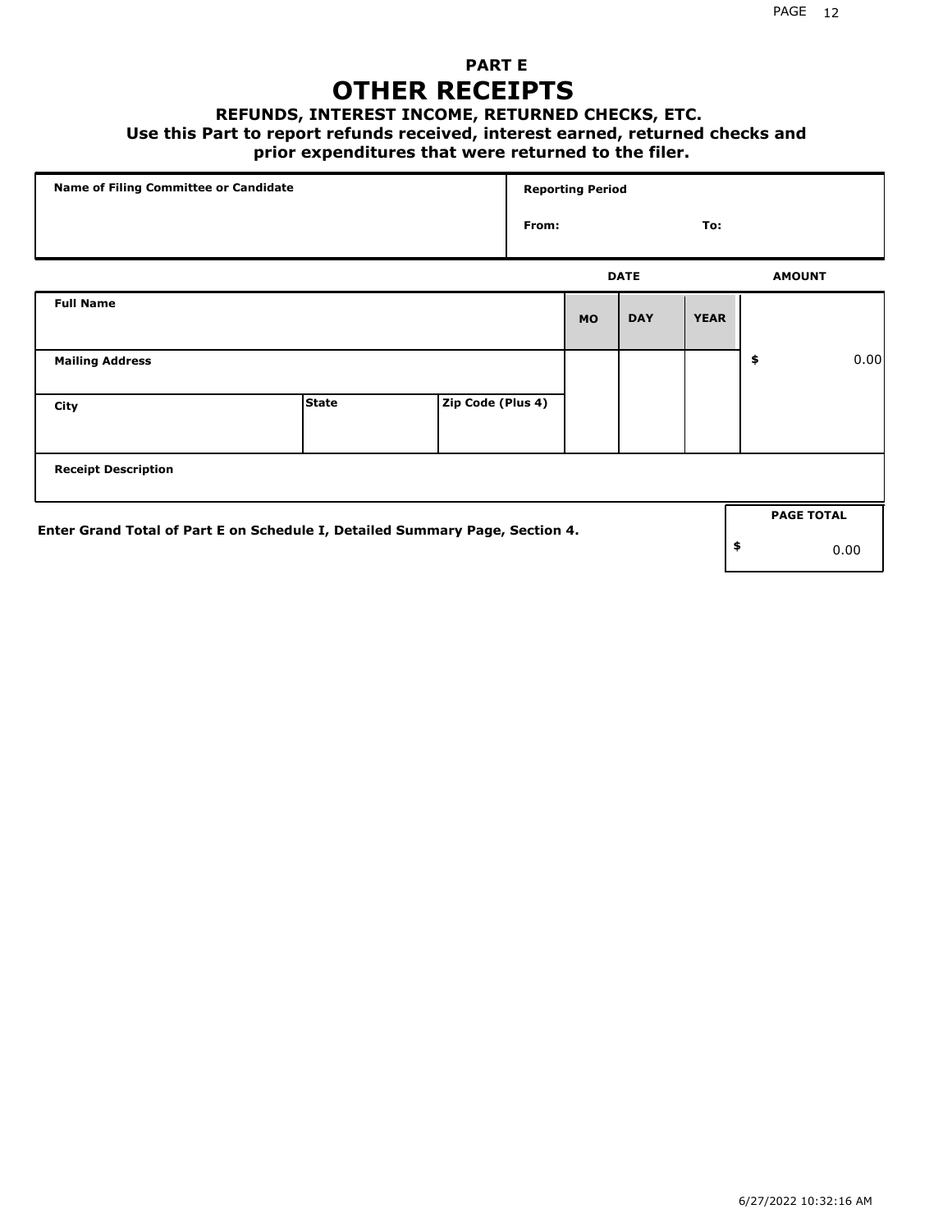# PART E
# OTHER RECEIPTS

### REFUNDS, INTEREST INCOME, RETURNED CHECKS, ETC.

**Use this Part to report refunds received, interest earned, returned checks and prior expenditures that were returned to the filer.**

| Name of Filing Committee or Candidate | Reporting Period |
|---|---|
| | From: &nbsp;&nbsp;&nbsp;&nbsp; To: |

| | | | DATE | | | AMOUNT |
|---|---|---|---|---|---|---|
| **Full Name** | | | **MO** | **DAY** | **YEAR** | |
| **Mailing Address** | | | | | | $ 0.00 |
| **City** | **State** | **Zip Code (Plus 4)** | | | | |
| **Receipt Description** | | | | | | |

**Enter Grand Total of Part E on Schedule I, Detailed Summary Page, Section 4.**

| PAGE TOTAL |
|---|
| $ 0.00 |

6/27/2022 10:32:16 AM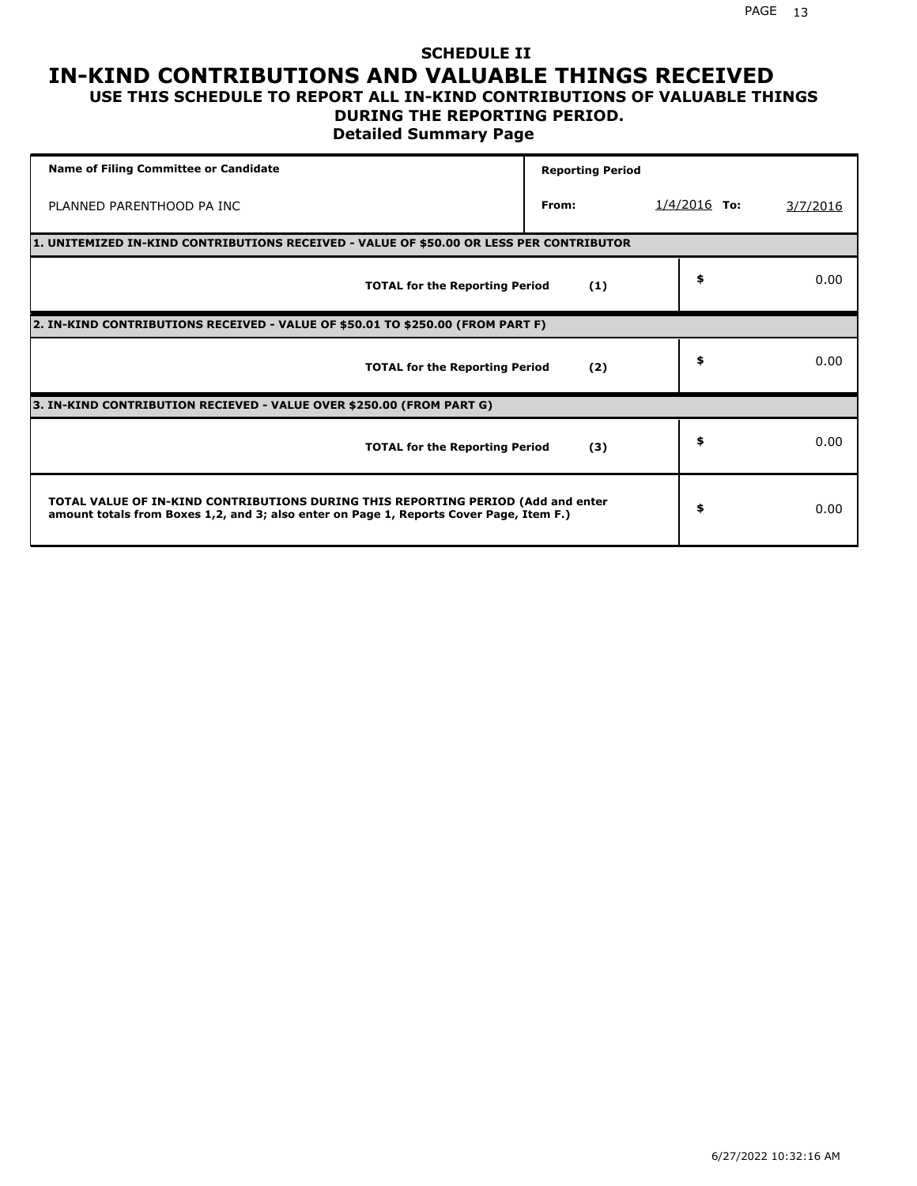## SCHEDULE II

# IN-KIND CONTRIBUTIONS AND VALUABLE THINGS RECEIVED

### USE THIS SCHEDULE TO REPORT ALL IN-KIND CONTRIBUTIONS OF VALUABLE THINGS DURING THE REPORTING PERIOD.

### Detailed Summary Page

| Name of Filing Committee or Candidate | Reporting Period | | |
|---|---|---|---|
| PLANNED PARENTHOOD PA INC | From: | 1/4/2016 To: | 3/7/2016 |

**1. UNITEMIZED IN-KIND CONTRIBUTIONS RECEIVED - VALUE OF $50.00 OR LESS PER CONTRIBUTOR**

| | | |
|---|---|---|
| **TOTAL for the Reporting Period** | **(1)** | $ 0.00 |

**2. IN-KIND CONTRIBUTIONS RECEIVED - VALUE OF $50.01 TO $250.00 (FROM PART F)**

| | | |
|---|---|---|
| **TOTAL for the Reporting Period** | **(2)** | $ 0.00 |

**3. IN-KIND CONTRIBUTION RECIEVED - VALUE OVER $250.00 (FROM PART G)**

| | | |
|---|---|---|
| **TOTAL for the Reporting Period** | **(3)** | $ 0.00 |

| | |
|---|---|
| **TOTAL VALUE OF IN-KIND CONTRIBUTIONS DURING THIS REPORTING PERIOD (Add and enter amount totals from Boxes 1,2, and 3; also enter on Page 1, Reports Cover Page, Item F.)** | $ 0.00 |

6/27/2022 10:32:16 AM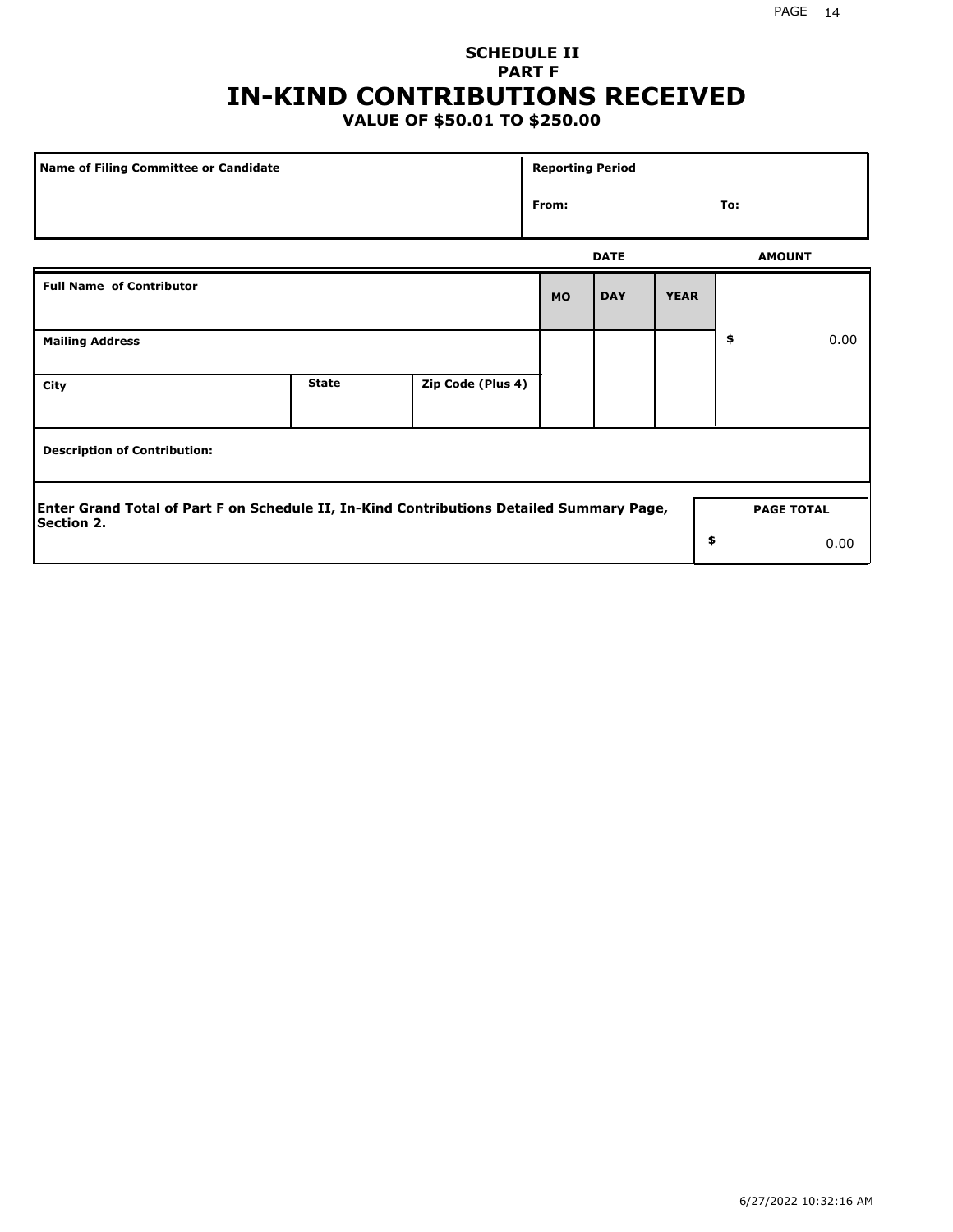# SCHEDULE II
## PART F
# IN-KIND CONTRIBUTIONS RECEIVED
### VALUE OF $50.01 TO $250.00

| Name of Filing Committee or Candidate | Reporting Period | |
|---|---|---|
| | From: | To: |

| Full Name of Contributor | | | DATE | | | AMOUNT |
|---|---|---|---|---|---|---|
| | | | MO | DAY | YEAR | |
| Mailing Address | | | | | | $ 0.00 |
| City | State | Zip Code (Plus 4) | | | | |
| Description of Contribution: | | | | | | |

| Enter Grand Total of Part F on Schedule II, In-Kind Contributions Detailed Summary Page, Section 2. | PAGE TOTAL |
|---|---|
| | $ 0.00 |

6/27/2022 10:32:16 AM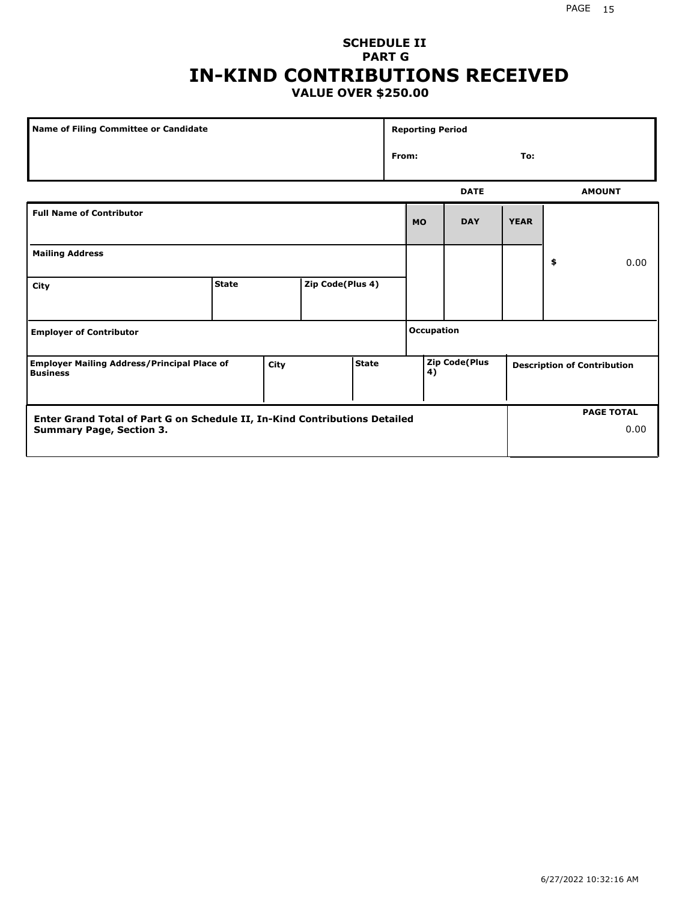**SCHEDULE II**
**PART G**

# IN-KIND CONTRIBUTIONS RECEIVED

**VALUE OVER $250.00**

| Name of Filing Committee or Candidate | Reporting Period |
|---|---|
| | From: To: |

| | DATE | | | AMOUNT |
|---|---|---|---|---|
| **Full Name of Contributor** | **MO** | **DAY** | **YEAR** | |
| **Mailing Address** | | | | $ 0.00 |
| **City** / **State** / **Zip Code(Plus 4)** | | | | |
| **Employer of Contributor** | **Occupation** | | | |
| **Employer Mailing Address/Principal Place of Business** / **City** / **State** | **Zip Code(Plus 4)** | | | **Description of Contribution** |

| Enter Grand Total of Part G on Schedule II, In-Kind Contributions Detailed Summary Page, Section 3. | PAGE TOTAL |
|---|---|
| | 0.00 |

6/27/2022 10:32:16 AM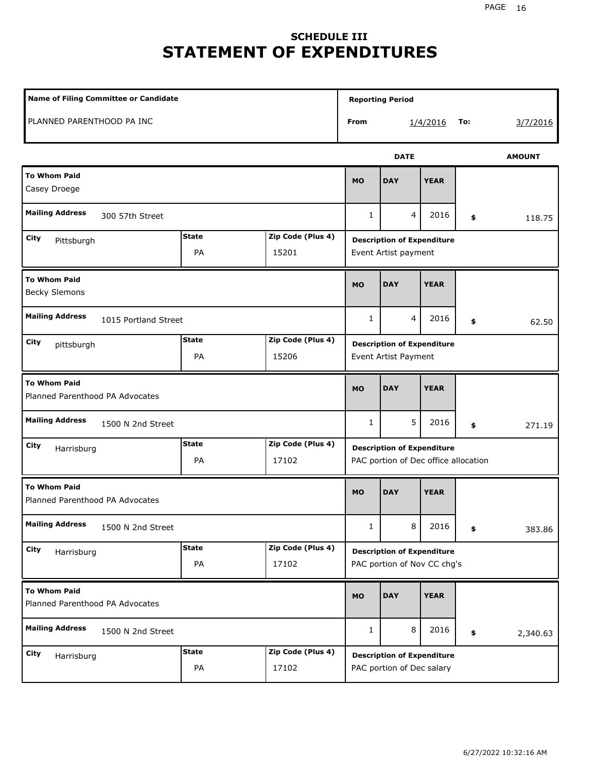# SCHEDULE III
# STATEMENT OF EXPENDITURES

| Name of Filing Committee or Candidate | Reporting Period | |
|---|---|---|
| PLANNED PARENTHOOD PA INC | From 1/4/2016 | To: 3/7/2016 |

| To Whom Paid | Mailing Address | City | State | Zip Code (Plus 4) | MO | DAY | YEAR | AMOUNT | Description of Expenditure |
|---|---|---|---|---|---|---|---|---|---|
| Casey Droege | 300 57th Street | Pittsburgh | PA | 15201 | 1 | 4 | 2016 | $ 118.75 | Event Artist payment |
| Becky Slemons | 1015 Portland Street | pittsburgh | PA | 15206 | 1 | 4 | 2016 | $ 62.50 | Event Artist Payment |
| Planned Parenthood PA Advocates | 1500 N 2nd Street | Harrisburg | PA | 17102 | 1 | 5 | 2016 | $ 271.19 | PAC portion of Dec office allocation |
| Planned Parenthood PA Advocates | 1500 N 2nd Street | Harrisburg | PA | 17102 | 1 | 8 | 2016 | $ 383.86 | PAC portion of Nov CC chg's |
| Planned Parenthood PA Advocates | 1500 N 2nd Street | Harrisburg | PA | 17102 | 1 | 8 | 2016 | $ 2,340.63 | PAC portion of Dec salary |

6/27/2022 10:32:16 AM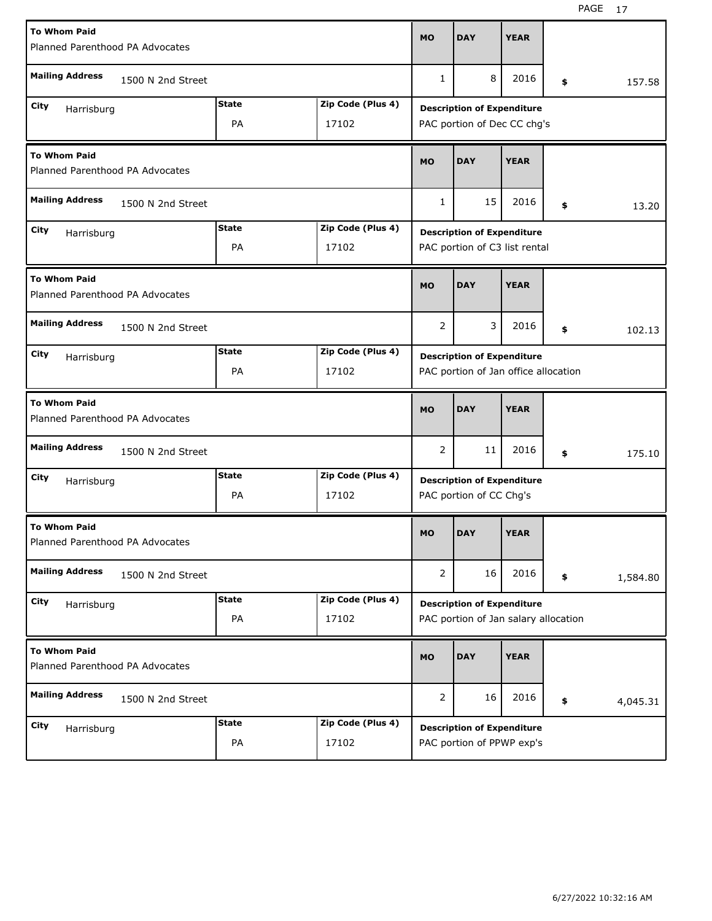| To Whom Paid | | | MO | DAY | YEAR | |
|---|---|---|---|---|---|---|
| Planned Parenthood PA Advocates | | | | | | |
| **Mailing Address** 1500 N 2nd Street | | | 1 | 8 | 2016 | $ 157.58 |
| **City** Harrisburg | **State** PA | **Zip Code (Plus 4)** 17102 | **Description of Expenditure** PAC portion of Dec CC chg's | | | |

| To Whom Paid | | | MO | DAY | YEAR | |
|---|---|---|---|---|---|---|
| Planned Parenthood PA Advocates | | | | | | |
| **Mailing Address** 1500 N 2nd Street | | | 1 | 15 | 2016 | $ 13.20 |
| **City** Harrisburg | **State** PA | **Zip Code (Plus 4)** 17102 | **Description of Expenditure** PAC portion of C3 list rental | | | |

| To Whom Paid | | | MO | DAY | YEAR | |
|---|---|---|---|---|---|---|
| Planned Parenthood PA Advocates | | | | | | |
| **Mailing Address** 1500 N 2nd Street | | | 2 | 3 | 2016 | $ 102.13 |
| **City** Harrisburg | **State** PA | **Zip Code (Plus 4)** 17102 | **Description of Expenditure** PAC portion of Jan office allocation | | | |

| To Whom Paid | | | MO | DAY | YEAR | |
|---|---|---|---|---|---|---|
| Planned Parenthood PA Advocates | | | | | | |
| **Mailing Address** 1500 N 2nd Street | | | 2 | 11 | 2016 | $ 175.10 |
| **City** Harrisburg | **State** PA | **Zip Code (Plus 4)** 17102 | **Description of Expenditure** PAC portion of CC Chg's | | | |

| To Whom Paid | | | MO | DAY | YEAR | |
|---|---|---|---|---|---|---|
| Planned Parenthood PA Advocates | | | | | | |
| **Mailing Address** 1500 N 2nd Street | | | 2 | 16 | 2016 | $ 1,584.80 |
| **City** Harrisburg | **State** PA | **Zip Code (Plus 4)** 17102 | **Description of Expenditure** PAC portion of Jan salary allocation | | | |

| To Whom Paid | | | MO | DAY | YEAR | |
|---|---|---|---|---|---|---|
| Planned Parenthood PA Advocates | | | | | | |
| **Mailing Address** 1500 N 2nd Street | | | 2 | 16 | 2016 | $ 4,045.31 |
| **City** Harrisburg | **State** PA | **Zip Code (Plus 4)** 17102 | **Description of Expenditure** PAC portion of PPWP exp's | | | |

6/27/2022 10:32:16 AM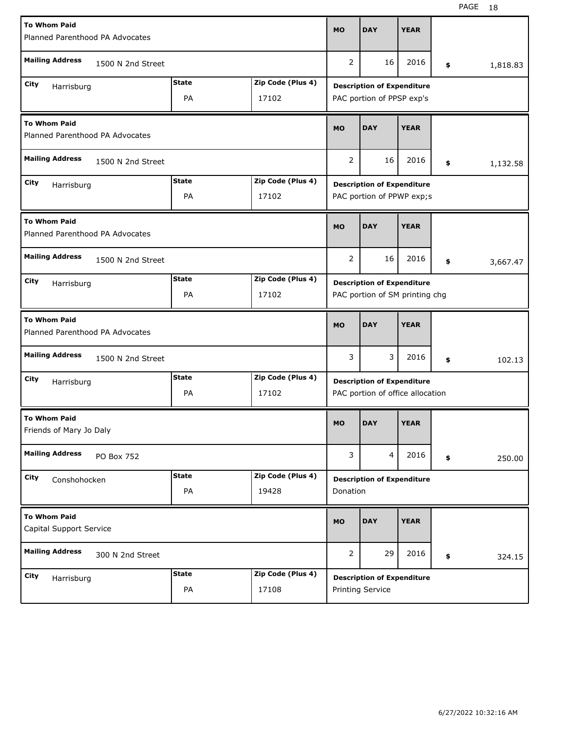| To Whom Paid | Mailing Address | City | State | Zip Code (Plus 4) | MO | DAY | YEAR | Amount | Description of Expenditure |
|---|---|---|---|---|---|---|---|---|---|
| Planned Parenthood PA Advocates | 1500 N 2nd Street | Harrisburg | PA | 17102 | 2 | 16 | 2016 | $ 1,818.83 | PAC portion of PPSP exp's |
| Planned Parenthood PA Advocates | 1500 N 2nd Street | Harrisburg | PA | 17102 | 2 | 16 | 2016 | $ 1,132.58 | PAC portion of PPWP exp;s |
| Planned Parenthood PA Advocates | 1500 N 2nd Street | Harrisburg | PA | 17102 | 2 | 16 | 2016 | $ 3,667.47 | PAC portion of SM printing chg |
| Planned Parenthood PA Advocates | 1500 N 2nd Street | Harrisburg | PA | 17102 | 3 | 3 | 2016 | $ 102.13 | PAC portion of office allocation |
| Friends of Mary Jo Daly | PO Box 752 | Conshohocken | PA | 19428 | 3 | 4 | 2016 | $ 250.00 | Donation |
| Capital Support Service | 300 N 2nd Street | Harrisburg | PA | 17108 | 2 | 29 | 2016 | $ 324.15 | Printing Service |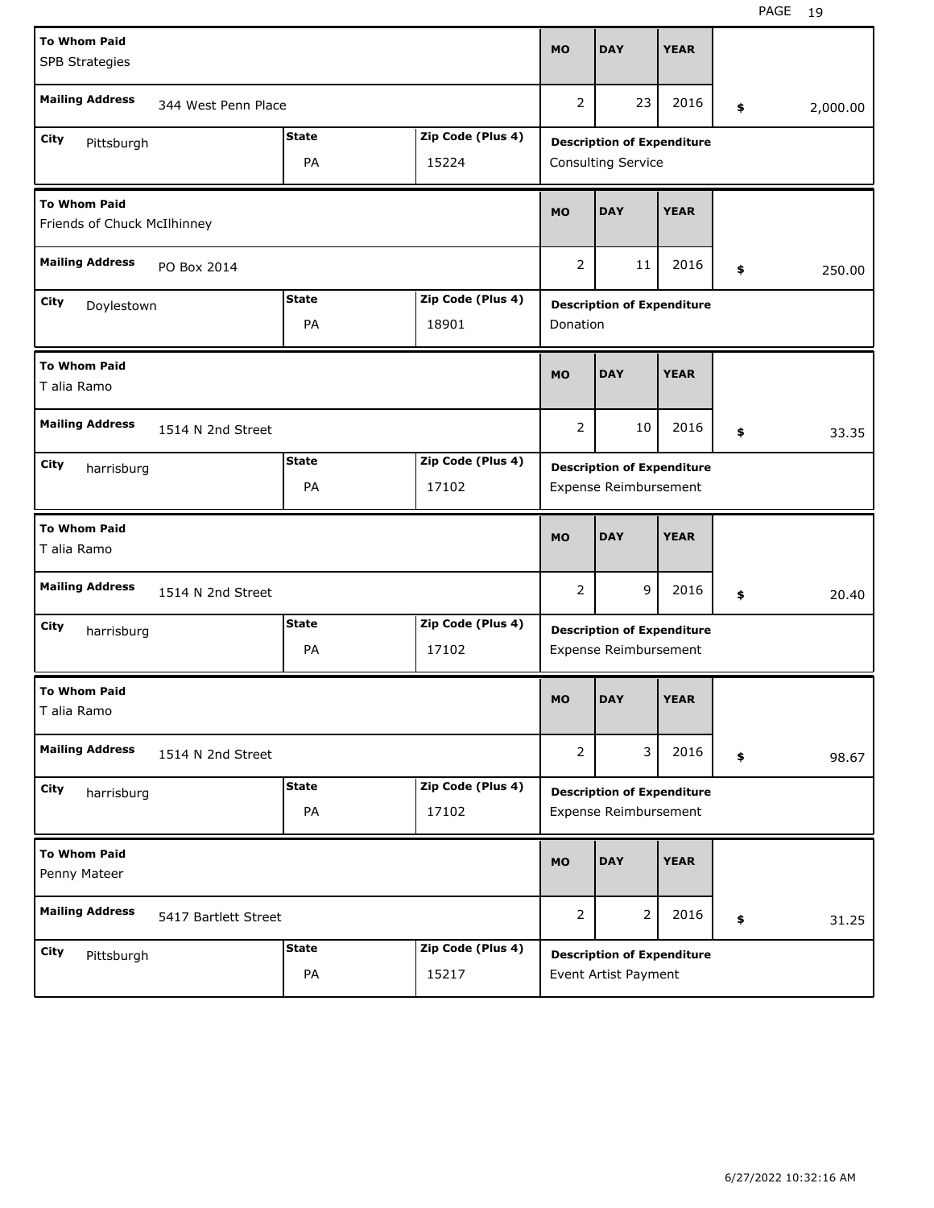| To Whom Paid | Mailing Address | City | State | Zip Code (Plus 4) | MO | DAY | YEAR | Amount | Description of Expenditure |
|---|---|---|---|---|---|---|---|---|---|
| SPB Strategies | 344 West Penn Place | Pittsburgh | PA | 15224 | 2 | 23 | 2016 | $ 2,000.00 | Consulting Service |
| Friends of Chuck McIlhinney | PO Box 2014 | Doylestown | PA | 18901 | 2 | 11 | 2016 | $ 250.00 | Donation |
| T alia Ramo | 1514 N 2nd Street | harrisburg | PA | 17102 | 2 | 10 | 2016 | $ 33.35 | Expense Reimbursement |
| T alia Ramo | 1514 N 2nd Street | harrisburg | PA | 17102 | 2 | 9 | 2016 | $ 20.40 | Expense Reimbursement |
| T alia Ramo | 1514 N 2nd Street | harrisburg | PA | 17102 | 2 | 3 | 2016 | $ 98.67 | Expense Reimbursement |
| Penny Mateer | 5417 Bartlett Street | Pittsburgh | PA | 15217 | 2 | 2 | 2016 | $ 31.25 | Event Artist Payment |

6/27/2022 10:32:16 AM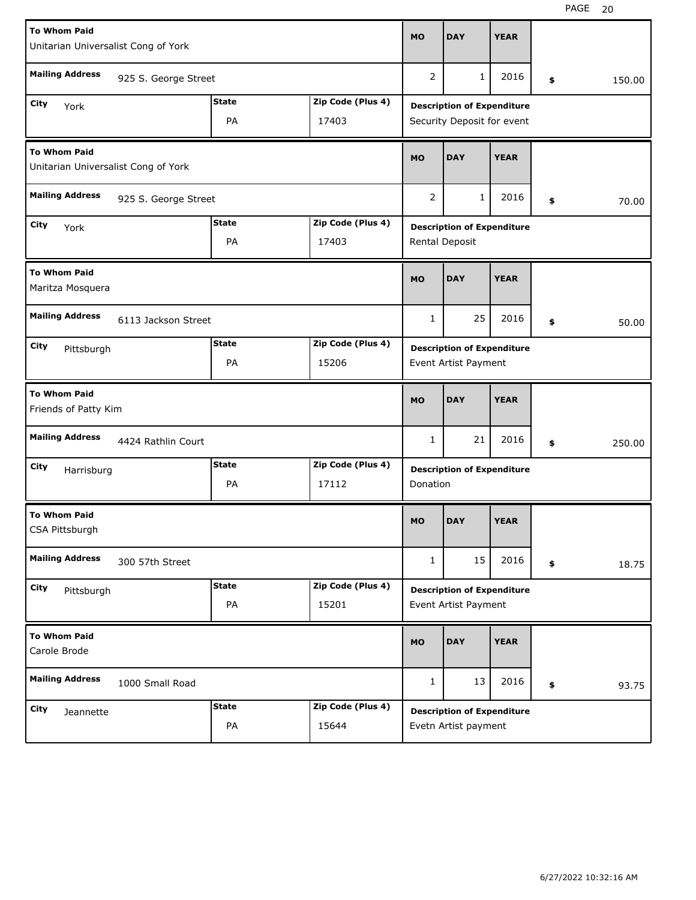| To Whom Paid | Mailing Address | City | State | Zip Code (Plus 4) | MO | DAY | YEAR | Amount | Description of Expenditure |
|---|---|---|---|---|---|---|---|---|---|
| Unitarian Universalist Cong of York | 925 S. George Street | York | PA | 17403 | 2 | 1 | 2016 | $ 150.00 | Security Deposit for event |
| Unitarian Universalist Cong of York | 925 S. George Street | York | PA | 17403 | 2 | 1 | 2016 | $ 70.00 | Rental Deposit |
| Maritza Mosquera | 6113 Jackson Street | Pittsburgh | PA | 15206 | 1 | 25 | 2016 | $ 50.00 | Event Artist Payment |
| Friends of Patty Kim | 4424 Rathlin Court | Harrisburg | PA | 17112 | 1 | 21 | 2016 | $ 250.00 | Donation |
| CSA Pittsburgh | 300 57th Street | Pittsburgh | PA | 15201 | 1 | 15 | 2016 | $ 18.75 | Event Artist Payment |
| Carole Brode | 1000 Small Road | Jeannette | PA | 15644 | 1 | 13 | 2016 | $ 93.75 | Evetn Artist payment |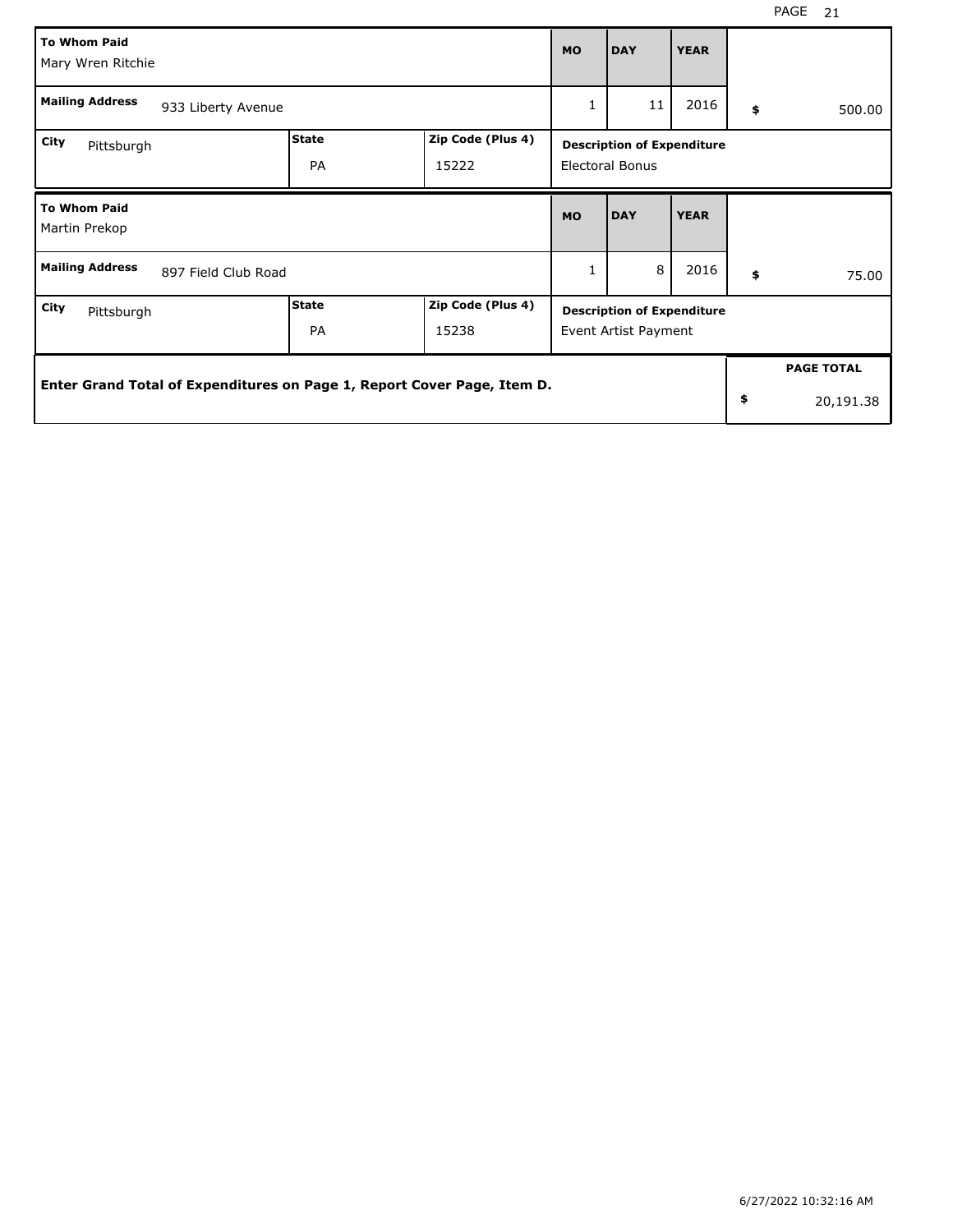| To Whom Paid | | | MO | DAY | YEAR | |
|---|---|---|---|---|---|---|
| Mary Wren Ritchie | | | | | | |
| **Mailing Address** 933 Liberty Avenue | | | 1 | 11 | 2016 | $ 500.00 |
| **City** Pittsburgh | **State** PA | **Zip Code (Plus 4)** 15222 | **Description of Expenditure** Electoral Bonus | | | |

| To Whom Paid | | | MO | DAY | YEAR | |
|---|---|---|---|---|---|---|
| Martin Prekop | | | | | | |
| **Mailing Address** 897 Field Club Road | | | 1 | 8 | 2016 | $ 75.00 |
| **City** Pittsburgh | **State** PA | **Zip Code (Plus 4)** 15238 | **Description of Expenditure** Event Artist Payment | | | |

| | PAGE TOTAL |
|---|---|
| **Enter Grand Total of Expenditures on Page 1, Report Cover Page, Item D.** | $ 20,191.38 |

6/27/2022 10:32:16 AM